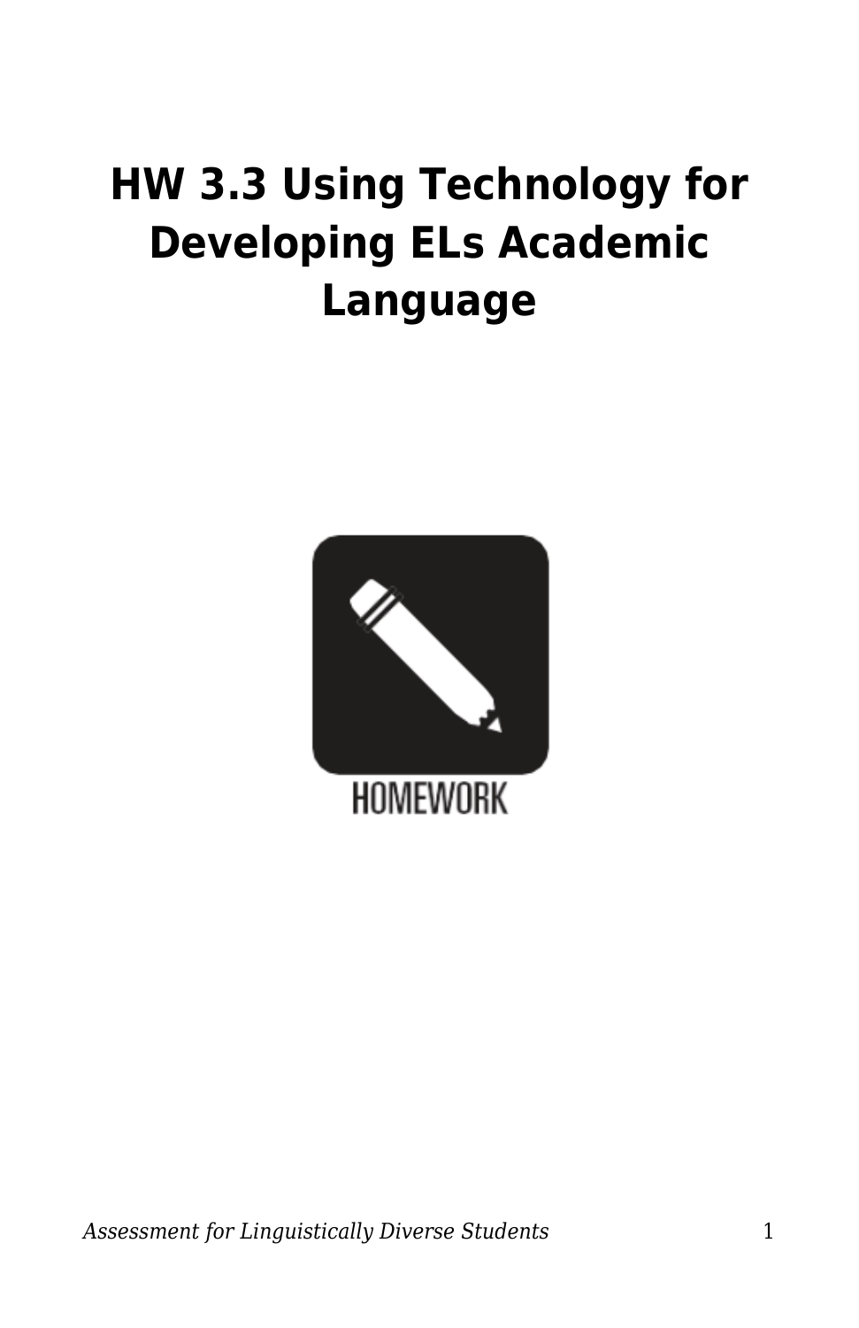# HW 3.3 Using Technology for Developing ELs Academic Language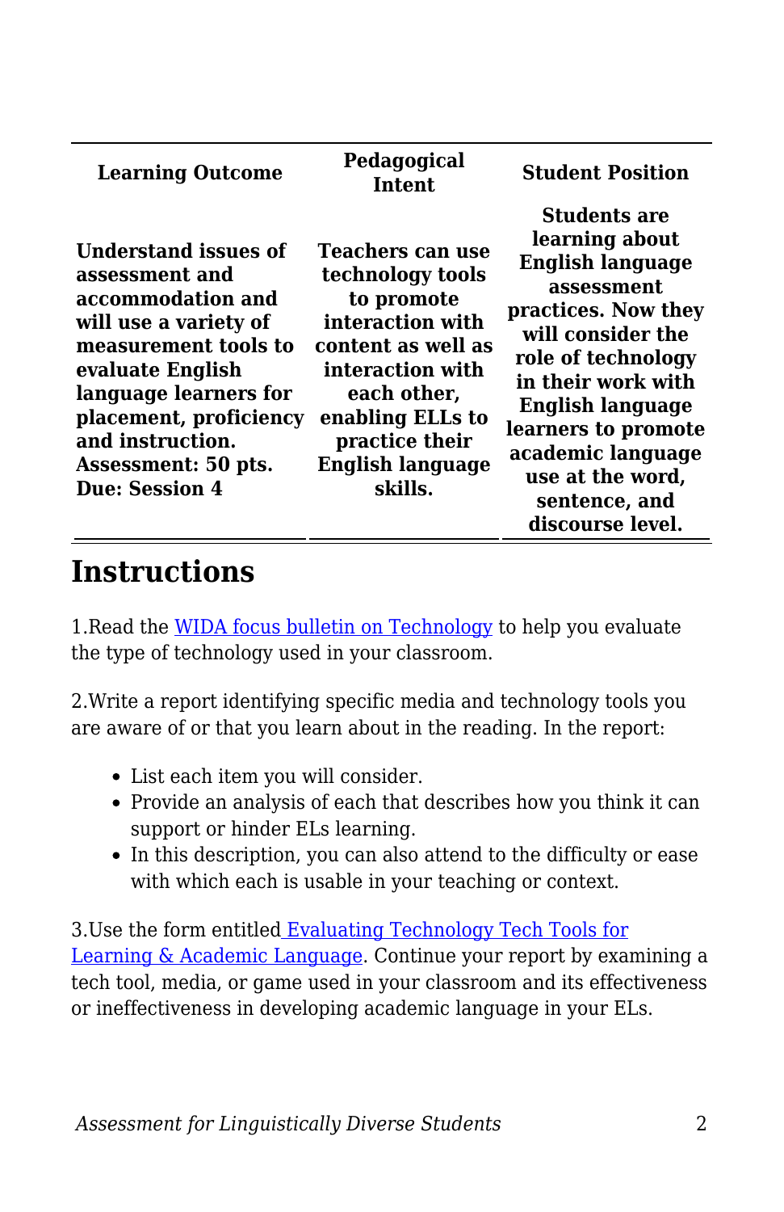| Learning Outcome | Pedagogical Intent | Student Position |
| --- | --- | --- |
| **Understand issues of assessment and accommodation and will use a variety of measurement tools to evaluate English language learners for placement, proficiency and instruction. Assessment: 50 pts. Due: Session 4** | **Teachers can use technology tools to promote interaction with content as well as interaction with each other, enabling ELLs to practice their English language skills.** | **Students are learning about English language assessment practices. Now they will consider the role of technology in their work with English language learners to promote academic language use at the word, sentence, and discourse level.** |

## Instructions

1.Read the [WIDA focus bulletin on Technology] to help you evaluate the type of technology used in your classroom.

2.Write a report identifying specific media and technology tools you are aware of or that you learn about in the reading. In the report:

- List each item you will consider.
- Provide an analysis of each that describes how you think it can support or hinder ELs learning.
- In this description, you can also attend to the difficulty or ease with which each is usable in your teaching or context.

3.Use the form entitled [Evaluating Technology Tech Tools for Learning & Academic Language]. Continue your report by examining a tech tool, media, or game used in your classroom and its effectiveness or ineffectiveness in developing academic language in your ELs.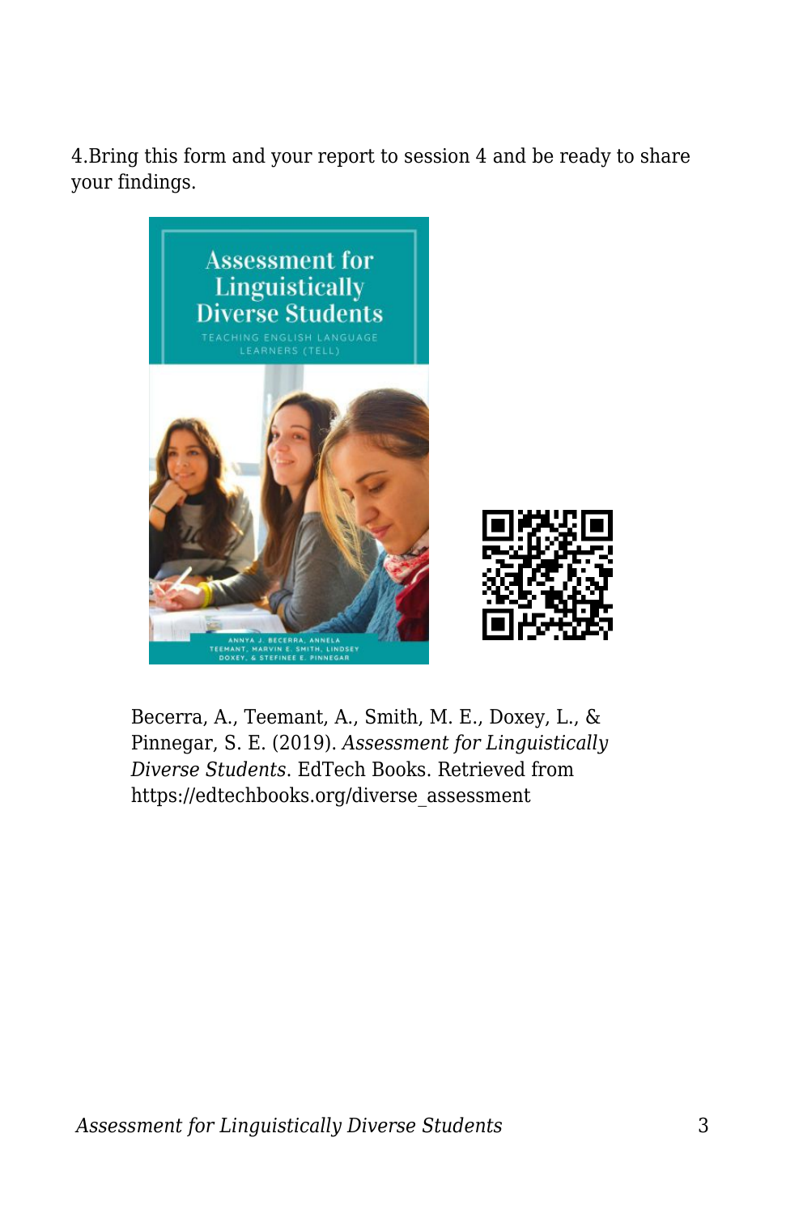4.Bring this form and your report to session 4 and be ready to share your findings.

Becerra, A., Teemant, A., Smith, M. E., Doxey, L., & Pinnegar, S. E. (2019). *Assessment for Linguistically Diverse Students*. EdTech Books. Retrieved from https://edtechbooks.org/diverse_assessment